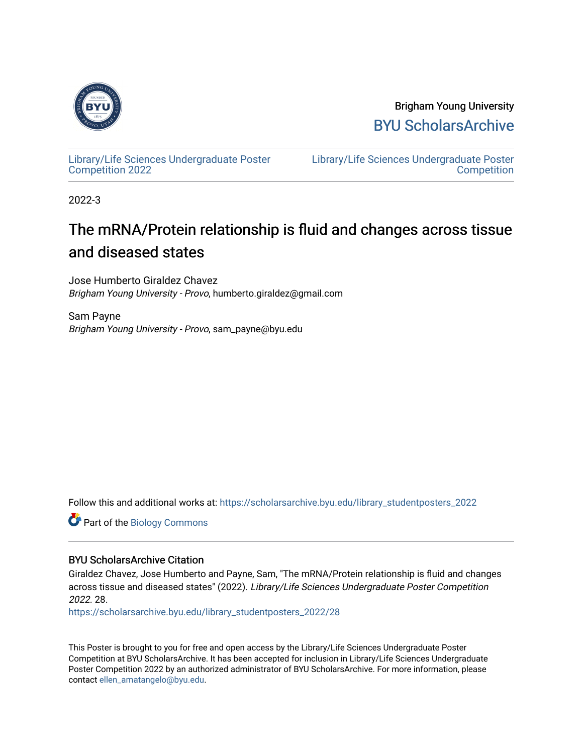Brigham Young University

BYU ScholarsArchive

Library/Life Sciences Undergraduate Poster Competition 2022

Library/Life Sciences Undergraduate Poster Competition

2022-3

# The mRNA/Protein relationship is fluid and changes across tissue and diseased states

Jose Humberto Giraldez Chavez
*Brigham Young University - Provo*, humberto.giraldez@gmail.com

Sam Payne
*Brigham Young University - Provo*, sam_payne@byu.edu

Follow this and additional works at: https://scholarsarchive.byu.edu/library_studentposters_2022

Part of the Biology Commons

## BYU ScholarsArchive Citation

Giraldez Chavez, Jose Humberto and Payne, Sam, "The mRNA/Protein relationship is fluid and changes across tissue and diseased states" (2022). *Library/Life Sciences Undergraduate Poster Competition 2022*. 28.
https://scholarsarchive.byu.edu/library_studentposters_2022/28

This Poster is brought to you for free and open access by the Library/Life Sciences Undergraduate Poster Competition at BYU ScholarsArchive. It has been accepted for inclusion in Library/Life Sciences Undergraduate Poster Competition 2022 by an authorized administrator of BYU ScholarsArchive. For more information, please contact ellen_amatangelo@byu.edu.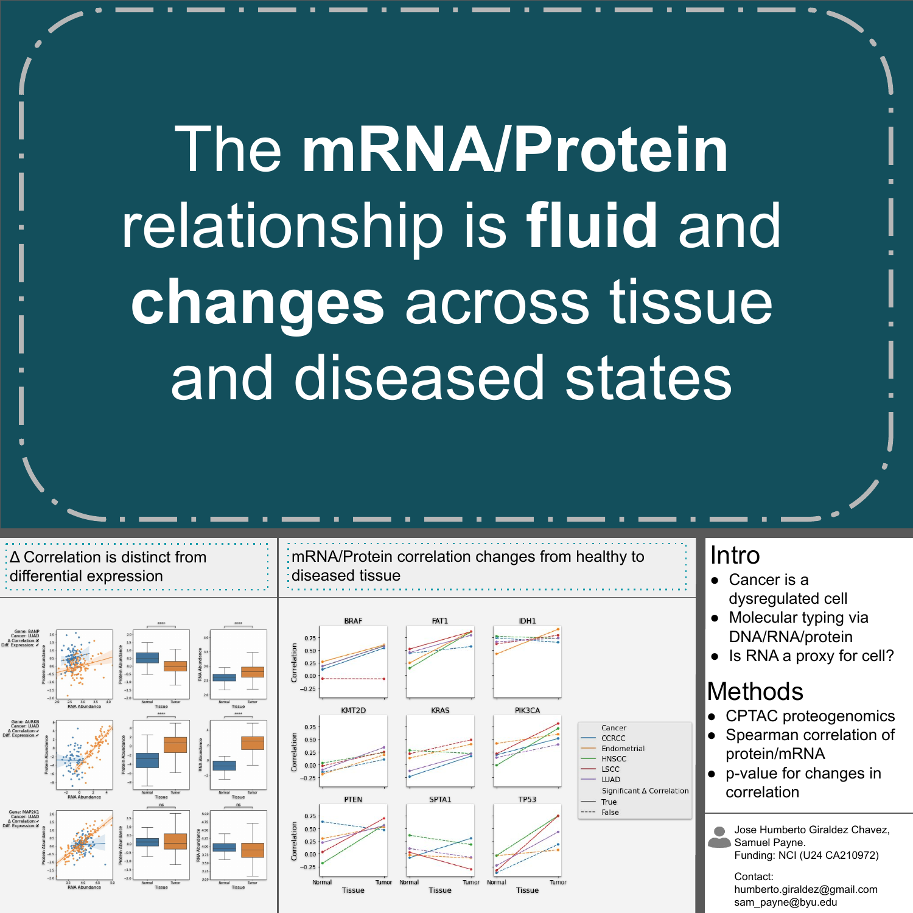# The **mRNA/Protein** relationship is **fluid** and **changes** across tissue and diseased states

## Δ Correlation is distinct from differential expression

Gene: BANP
Cancer: LUAD
Δ Correlation: ✘
Diff. Expression: ✔

Gene: AURKB
Cancer: LUAD
Δ Correlation: ✔
Diff. Expression: ✔

Gene: MAP2K1
Cancer: LUAD
Δ Correlation: ✔
Diff. Expression: ✘

RNA Abundance
Protein Abundance
Tissue
Normal
Tumor
RNA Abundance
\*\*\*\*
ns

## mRNA/Protein correlation changes from healthy to diseased tissue

BRAF
FAT1
IDH1
KMT2D
KRAS
PIK3CA
PTEN
SPTA1
TP53

Correlation
0.75
0.50
0.25
0.00
−0.25

Normal
Tumor
Tissue

Cancer
CCRCC
Endometrial
HNSCC
LSCC
LUAD
Significant Δ Correlation
True
False

## Intro

- Cancer is a dysregulated cell
- Molecular typing via DNA/RNA/protein
- Is RNA a proxy for cell?

## Methods

- CPTAC proteogenomics
- Spearman correlation of protein/mRNA
- p-value for changes in correlation

Jose Humberto Giraldez Chavez, Samuel Payne.
Funding: NCI (U24 CA210972)

Contact:
humberto.giraldez@gmail.com
sam_payne@byu.edu